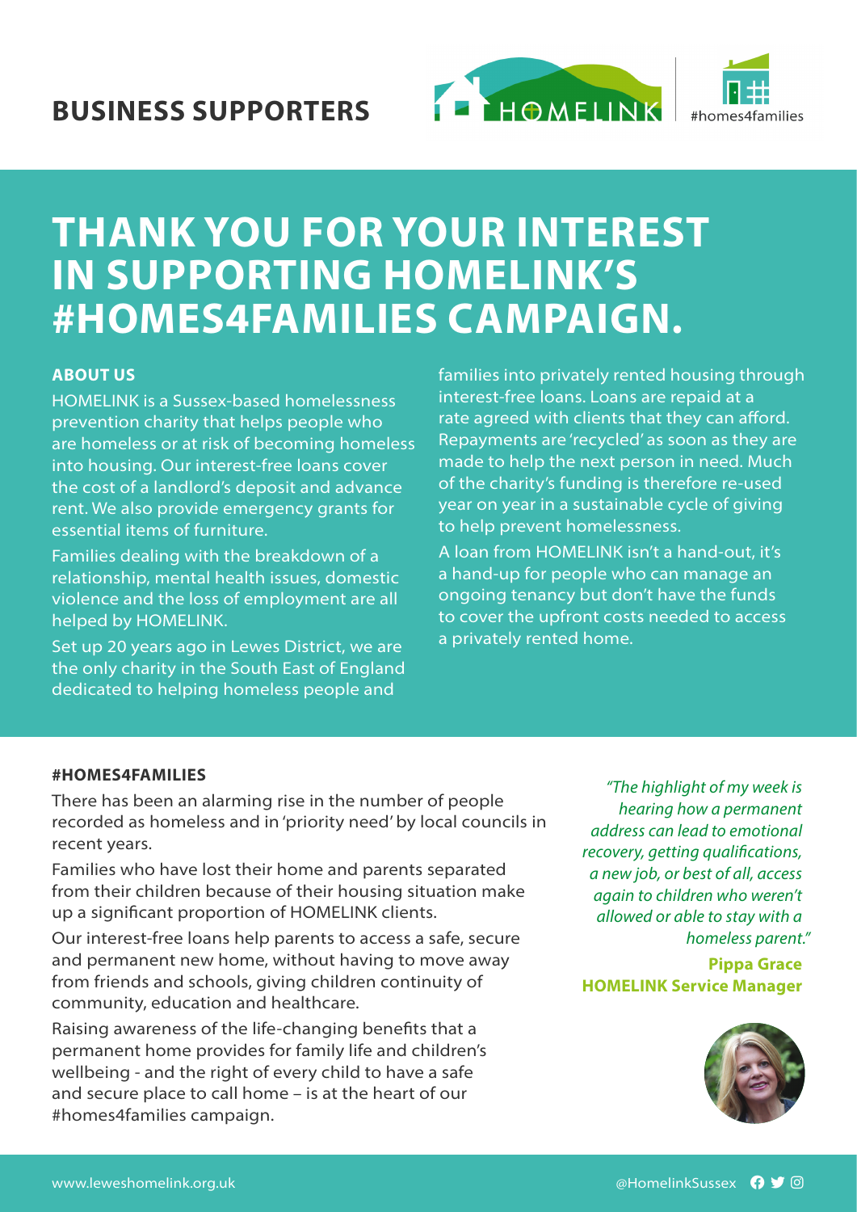# BUSINESS SUPPORTERS

HOMELINK #homes4families

# THANK YOU FOR YOUR INTEREST IN SUPPORTING HOMELINK'S #HOMES4FAMILIES CAMPAIGN.

### ABOUT US

HOMELINK is a Sussex-based homelessness prevention charity that helps people who are homeless or at risk of becoming homeless into housing. Our interest-free loans cover the cost of a landlord's deposit and advance rent. We also provide emergency grants for essential items of furniture.

Families dealing with the breakdown of a relationship, mental health issues, domestic violence and the loss of employment are all helped by HOMELINK.

Set up 20 years ago in Lewes District, we are the only charity in the South East of England dedicated to helping homeless people and families into privately rented housing through interest-free loans. Loans are repaid at a rate agreed with clients that they can afford. Repayments are 'recycled' as soon as they are made to help the next person in need. Much of the charity's funding is therefore re-used year on year in a sustainable cycle of giving to help prevent homelessness.

A loan from HOMELINK isn't a hand-out, it's a hand-up for people who can manage an ongoing tenancy but don't have the funds to cover the upfront costs needed to access a privately rented home.

### #HOMES4FAMILIES

There has been an alarming rise in the number of people recorded as homeless and in 'priority need' by local councils in recent years.

Families who have lost their home and parents separated from their children because of their housing situation make up a significant proportion of HOMELINK clients.

Our interest-free loans help parents to access a safe, secure and permanent new home, without having to move away from friends and schools, giving children continuity of community, education and healthcare.

Raising awareness of the life-changing benefits that a permanent home provides for family life and children's wellbeing - and the right of every child to have a safe and secure place to call home – is at the heart of our #homes4families campaign.

*"The highlight of my week is hearing how a permanent address can lead to emotional recovery, getting qualifications, a new job, or best of all, access again to children who weren't allowed or able to stay with a homeless parent."*

**Pippa Grace**
**HOMELINK Service Manager**

www.leweshomelink.org.uk @HomelinkSussex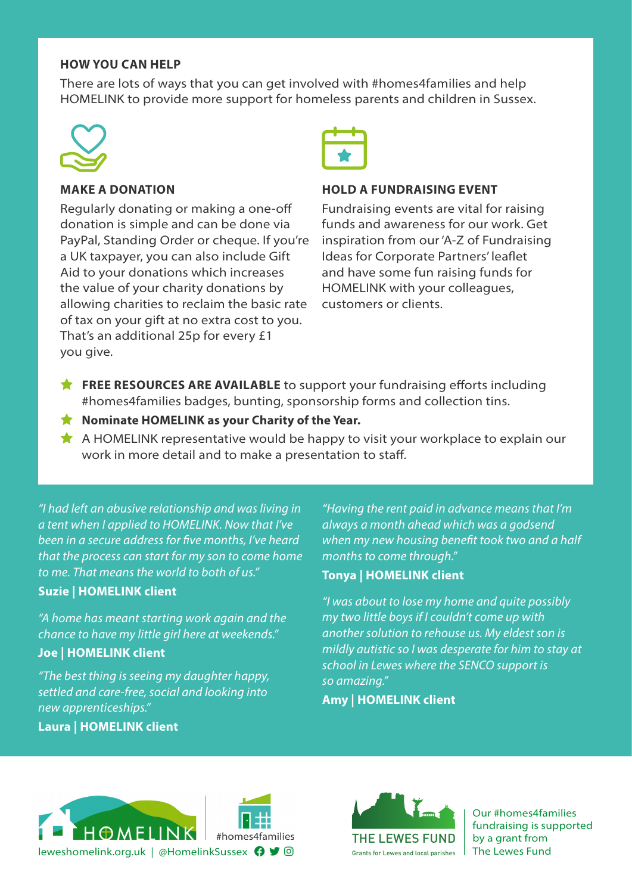## HOW YOU CAN HELP

There are lots of ways that you can get involved with #homes4families and help HOMELINK to provide more support for homeless parents and children in Sussex.

### MAKE A DONATION

Regularly donating or making a one-off donation is simple and can be done via PayPal, Standing Order or cheque. If you're a UK taxpayer, you can also include Gift Aid to your donations which increases the value of your charity donations by allowing charities to reclaim the basic rate of tax on your gift at no extra cost to you. That's an additional 25p for every £1 you give.

### HOLD A FUNDRAISING EVENT

Fundraising events are vital for raising funds and awareness for our work. Get inspiration from our 'A-Z of Fundraising Ideas for Corporate Partners' leaflet and have some fun raising funds for HOMELINK with your colleagues, customers or clients.

- **FREE RESOURCES ARE AVAILABLE** to support your fundraising efforts including #homes4families badges, bunting, sponsorship forms and collection tins.
- **Nominate HOMELINK as your Charity of the Year.**
- A HOMELINK representative would be happy to visit your workplace to explain our work in more detail and to make a presentation to staff.

*"I had left an abusive relationship and was living in a tent when I applied to HOMELINK. Now that I've been in a secure address for five months, I've heard that the process can start for my son to come home to me. That means the world to both of us."*

**Suzie | HOMELINK client**

*"A home has meant starting work again and the chance to have my little girl here at weekends."*

**Joe | HOMELINK client**

*"The best thing is seeing my daughter happy, settled and care-free, social and looking into new apprenticeships."*

**Laura | HOMELINK client**

*"Having the rent paid in advance means that I'm always a month ahead which was a godsend when my new housing benefit took two and a half months to come through."*

**Tonya | HOMELINK client**

*"I was about to lose my home and quite possibly my two little boys if I couldn't come up with another solution to rehouse us. My eldest son is mildly autistic so I was desperate for him to stay at school in Lewes where the SENCO support is so amazing."*

**Amy | HOMELINK client**

HOMELINK

#homes4families

leweshomelink.org.uk | @HomelinkSussex

THE LEWES FUND

Grants for Lewes and local parishes

Our #homes4families fundraising is supported by a grant from The Lewes Fund